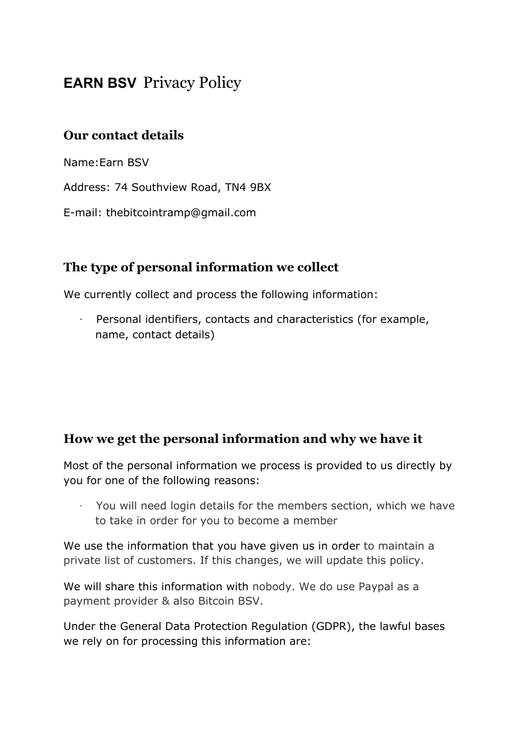# **EARN BSV** Privacy Policy

## Our contact details

Name:Earn BSV

Address: 74 Southview Road, TN4 9BX

E-mail: thebitcointramp@gmail.com

## The type of personal information we collect

We currently collect and process the following information:

- Personal identifiers, contacts and characteristics (for example, name, contact details)

## How we get the personal information and why we have it

Most of the personal information we process is provided to us directly by you for one of the following reasons:

- You will need login details for the members section, which we have to take in order for you to become a member

We use the information that you have given us in order to maintain a private list of customers. If this changes, we will update this policy.

We will share this information with nobody. We do use Paypal as a payment provider & also Bitcoin BSV.

Under the General Data Protection Regulation (GDPR), the lawful bases we rely on for processing this information are: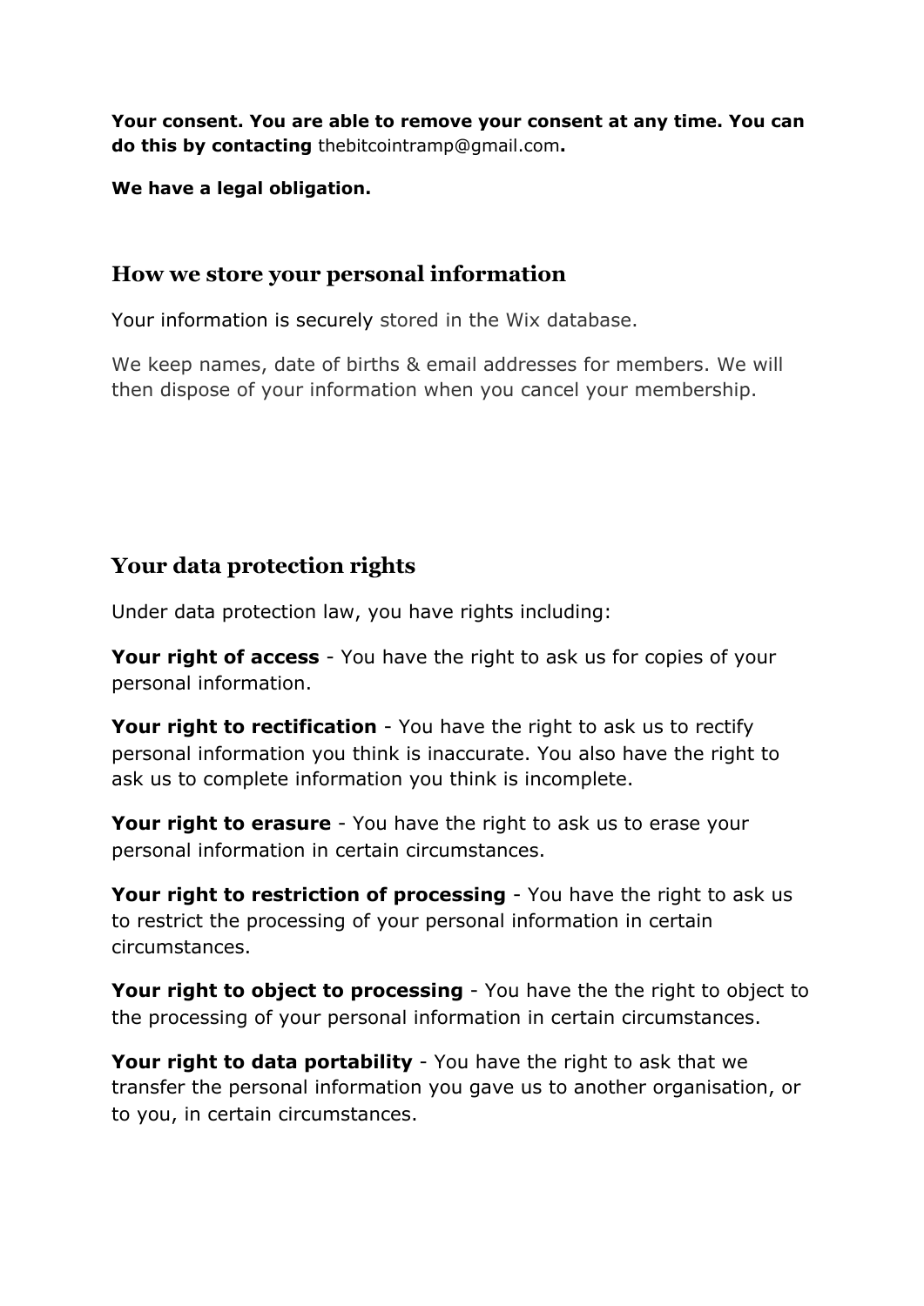**Your consent. You are able to remove your consent at any time. You can do this by contacting** thebitcointramp@gmail.com**.**

**We have a legal obligation.**

## How we store your personal information

Your information is securely stored in the Wix database.

We keep names, date of births & email addresses for members. We will then dispose of your information when you cancel your membership.

## Your data protection rights

Under data protection law, you have rights including:

**Your right of access** - You have the right to ask us for copies of your personal information.

**Your right to rectification** - You have the right to ask us to rectify personal information you think is inaccurate. You also have the right to ask us to complete information you think is incomplete.

**Your right to erasure** - You have the right to ask us to erase your personal information in certain circumstances.

**Your right to restriction of processing** - You have the right to ask us to restrict the processing of your personal information in certain circumstances.

**Your right to object to processing** - You have the the right to object to the processing of your personal information in certain circumstances.

**Your right to data portability** - You have the right to ask that we transfer the personal information you gave us to another organisation, or to you, in certain circumstances.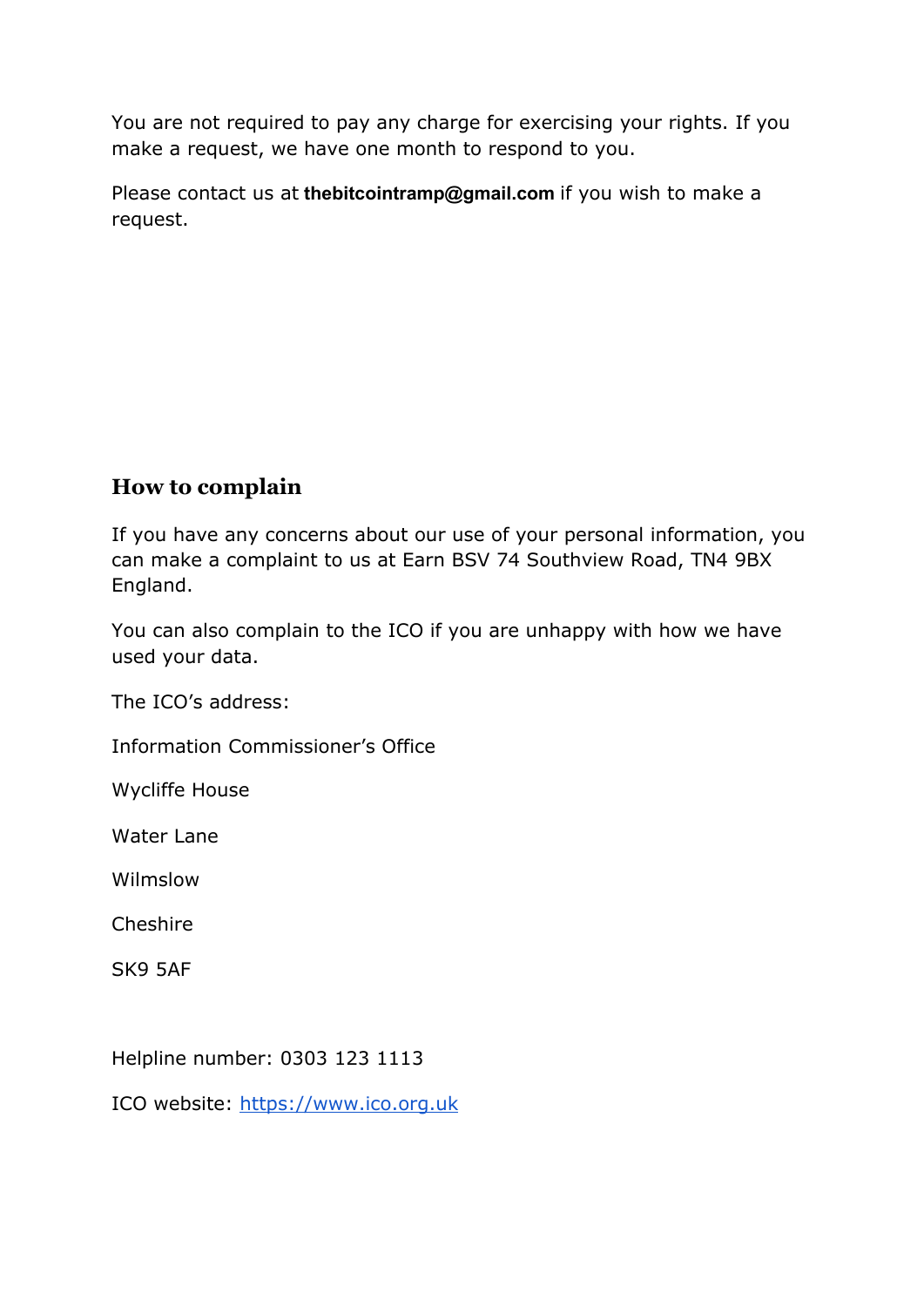You are not required to pay any charge for exercising your rights. If you make a request, we have one month to respond to you.

Please contact us at **thebitcointramp@gmail.com** if you wish to make a request.

## How to complain

If you have any concerns about our use of your personal information, you can make a complaint to us at Earn BSV 74 Southview Road, TN4 9BX England.

You can also complain to the ICO if you are unhappy with how we have used your data.

The ICO's address:

Information Commissioner's Office

Wycliffe House

Water Lane

Wilmslow

Cheshire

SK9 5AF

Helpline number: 0303 123 1113

ICO website: [https://www.ico.org.uk](https://www.ico.org.uk)